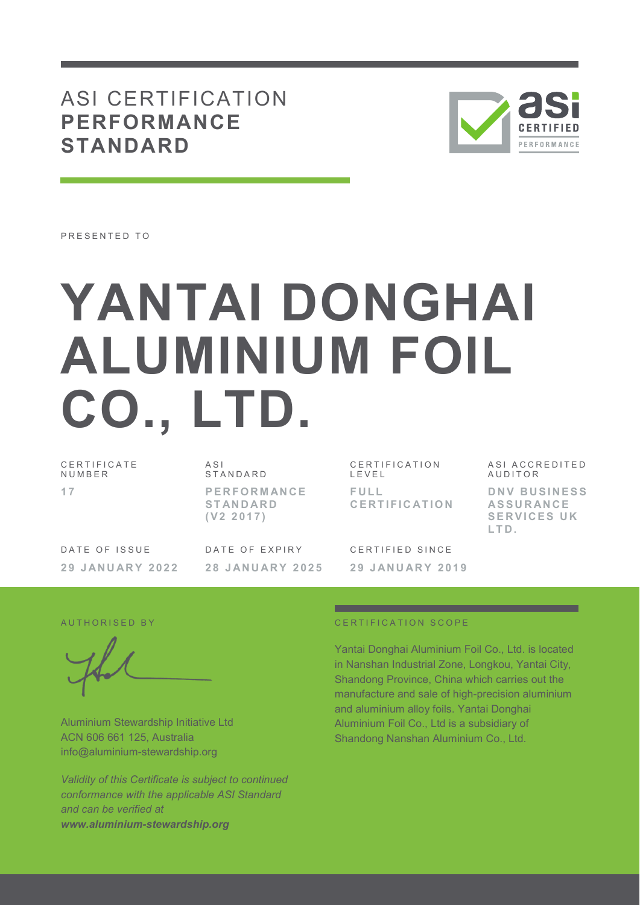# ASI CERTIFICATION **PERFORMANCE STANDARD**

PRESENTED TO

# YANTAI DONGHAI ALUMINIUM FOIL CO., LTD.

| CERTIFICATE NUMBER | ASI STANDARD | CERTIFICATION LEVEL | ASI ACCREDITED AUDITOR |
|---|---|---|---|
| **17** | **PERFORMANCE STANDARD (V2 2017)** | **FULL CERTIFICATION** | **DNV BUSINESS ASSURANCE SERVICES UK LTD.** |

| DATE OF ISSUE | DATE OF EXPIRY | CERTIFIED SINCE |
|---|---|---|
| **29 JANUARY 2022** | **28 JANUARY 2025** | **29 JANUARY 2019** |

AUTHORISED BY

Aluminium Stewardship Initiative Ltd
ACN 606 661 125, Australia
info@aluminium-stewardship.org

*Validity of this Certificate is subject to continued conformance with the applicable ASI Standard and can be verified at* ***www.aluminium-stewardship.org***

CERTIFICATION SCOPE

Yantai Donghai Aluminium Foil Co., Ltd. is located in Nanshan Industrial Zone, Longkou, Yantai City, Shandong Province, China which carries out the manufacture and sale of high-precision aluminium and aluminium alloy foils. Yantai Donghai Aluminium Foil Co., Ltd is a subsidiary of Shandong Nanshan Aluminium Co., Ltd.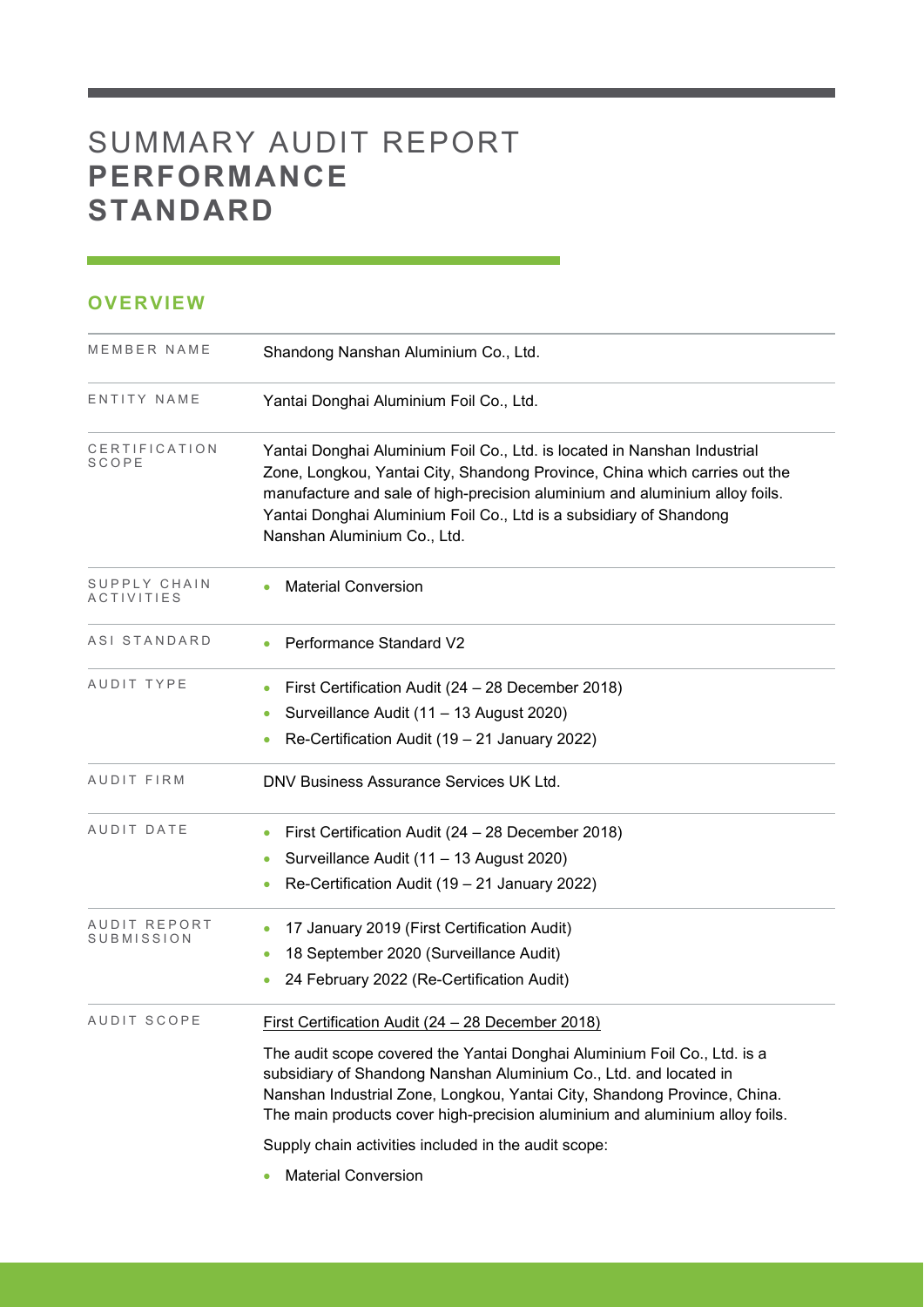# SUMMARY AUDIT REPORT **PERFORMANCE STANDARD**

## OVERVIEW

| | |
|---|---|
| MEMBER NAME | Shandong Nanshan Aluminium Co., Ltd. |
| ENTITY NAME | Yantai Donghai Aluminium Foil Co., Ltd. |
| CERTIFICATION SCOPE | Yantai Donghai Aluminium Foil Co., Ltd. is located in Nanshan Industrial Zone, Longkou, Yantai City, Shandong Province, China which carries out the manufacture and sale of high-precision aluminium and aluminium alloy foils. Yantai Donghai Aluminium Foil Co., Ltd is a subsidiary of Shandong Nanshan Aluminium Co., Ltd. |
| SUPPLY CHAIN ACTIVITIES | • Material Conversion |
| ASI STANDARD | • Performance Standard V2 |
| AUDIT TYPE | • First Certification Audit (24 – 28 December 2018)<br>• Surveillance Audit (11 – 13 August 2020)<br>• Re-Certification Audit (19 – 21 January 2022) |
| AUDIT FIRM | DNV Business Assurance Services UK Ltd. |
| AUDIT DATE | • First Certification Audit (24 – 28 December 2018)<br>• Surveillance Audit (11 – 13 August 2020)<br>• Re-Certification Audit (19 – 21 January 2022) |
| AUDIT REPORT SUBMISSION | • 17 January 2019 (First Certification Audit)<br>• 18 September 2020 (Surveillance Audit)<br>• 24 February 2022 (Re-Certification Audit) |
| AUDIT SCOPE | First Certification Audit (24 – 28 December 2018)<br><br>The audit scope covered the Yantai Donghai Aluminium Foil Co., Ltd. is a subsidiary of Shandong Nanshan Aluminium Co., Ltd. and located in Nanshan Industrial Zone, Longkou, Yantai City, Shandong Province, China. The main products cover high-precision aluminium and aluminium alloy foils.<br><br>Supply chain activities included in the audit scope:<br><br>• Material Conversion |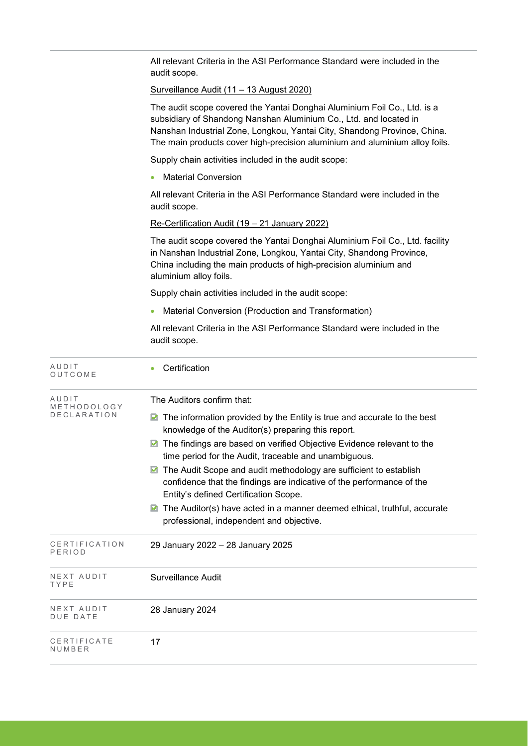| | |
|---|---|
| | All relevant Criteria in the ASI Performance Standard were included in the audit scope.<br><br><u>Surveillance Audit (11 – 13 August 2020)</u><br><br>The audit scope covered the Yantai Donghai Aluminium Foil Co., Ltd. is a subsidiary of Shandong Nanshan Aluminium Co., Ltd. and located in Nanshan Industrial Zone, Longkou, Yantai City, Shandong Province, China. The main products cover high-precision aluminium and aluminium alloy foils.<br><br>Supply chain activities included in the audit scope:<br><br>• Material Conversion<br><br>All relevant Criteria in the ASI Performance Standard were included in the audit scope.<br><br><u>Re-Certification Audit (19 – 21 January 2022)</u><br><br>The audit scope covered the Yantai Donghai Aluminium Foil Co., Ltd. facility in Nanshan Industrial Zone, Longkou, Yantai City, Shandong Province, China including the main products of high-precision aluminium and aluminium alloy foils.<br><br>Supply chain activities included in the audit scope:<br><br>• Material Conversion (Production and Transformation)<br><br>All relevant Criteria in the ASI Performance Standard were included in the audit scope. |
| AUDIT OUTCOME | • Certification |
| AUDIT METHODOLOGY DECLARATION | The Auditors confirm that:<br><br>☑ The information provided by the Entity is true and accurate to the best knowledge of the Auditor(s) preparing this report.<br><br>☑ The findings are based on verified Objective Evidence relevant to the time period for the Audit, traceable and unambiguous.<br><br>☑ The Audit Scope and audit methodology are sufficient to establish confidence that the findings are indicative of the performance of the Entity's defined Certification Scope.<br><br>☑ The Auditor(s) have acted in a manner deemed ethical, truthful, accurate professional, independent and objective. |
| CERTIFICATION PERIOD | 29 January 2022 – 28 January 2025 |
| NEXT AUDIT TYPE | Surveillance Audit |
| NEXT AUDIT DUE DATE | 28 January 2024 |
| CERTIFICATE NUMBER | 17 |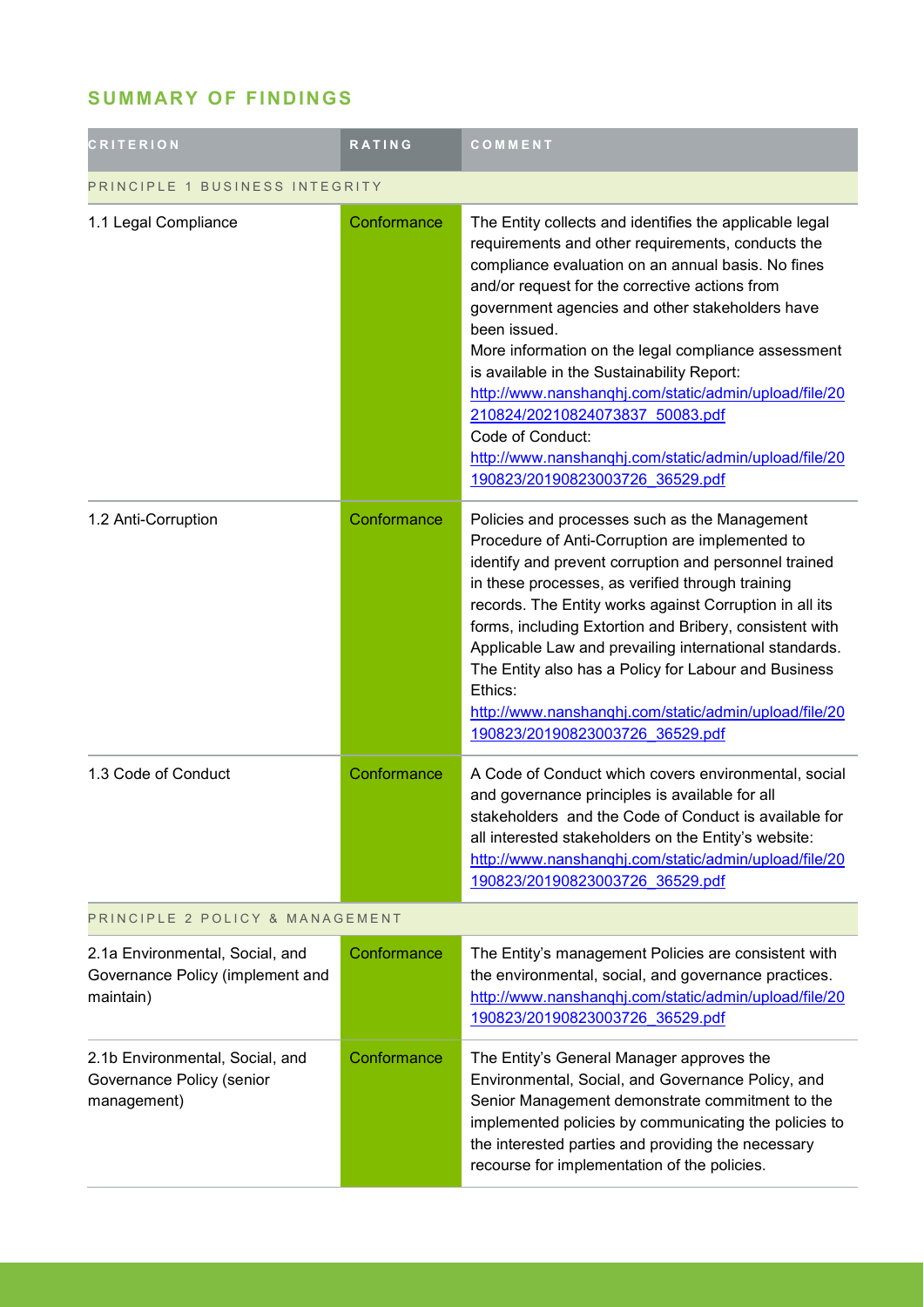## SUMMARY OF FINDINGS

| CRITERION | RATING | COMMENT |
|---|---|---|
| **PRINCIPLE 1 BUSINESS INTEGRITY** | | |
| 1.1 Legal Compliance | Conformance | The Entity collects and identifies the applicable legal requirements and other requirements, conducts the compliance evaluation on an annual basis. No fines and/or request for the corrective actions from government agencies and other stakeholders have been issued.<br>More information on the legal compliance assessment is available in the Sustainability Report:<br>http://www.nanshanqhj.com/static/admin/upload/file/20210824/20210824073837_50083.pdf<br>Code of Conduct:<br>http://www.nanshanqhj.com/static/admin/upload/file/20190823/20190823003726_36529.pdf |
| 1.2 Anti-Corruption | Conformance | Policies and processes such as the Management Procedure of Anti-Corruption are implemented to identify and prevent corruption and personnel trained in these processes, as verified through training records. The Entity works against Corruption in all its forms, including Extortion and Bribery, consistent with Applicable Law and prevailing international standards. The Entity also has a Policy for Labour and Business Ethics:<br>http://www.nanshanqhj.com/static/admin/upload/file/20190823/20190823003726_36529.pdf |
| 1.3 Code of Conduct | Conformance | A Code of Conduct which covers environmental, social and governance principles is available for all stakeholders and the Code of Conduct is available for all interested stakeholders on the Entity's website:<br>http://www.nanshanqhj.com/static/admin/upload/file/20190823/20190823003726_36529.pdf |
| **PRINCIPLE 2 POLICY & MANAGEMENT** | | |
| 2.1a Environmental, Social, and Governance Policy (implement and maintain) | Conformance | The Entity's management Policies are consistent with the environmental, social, and governance practices.<br>http://www.nanshanqhj.com/static/admin/upload/file/20190823/20190823003726_36529.pdf |
| 2.1b Environmental, Social, and Governance Policy (senior management) | Conformance | The Entity's General Manager approves the Environmental, Social, and Governance Policy, and Senior Management demonstrate commitment to the implemented policies by communicating the policies to the interested parties and providing the necessary recourse for implementation of the policies. |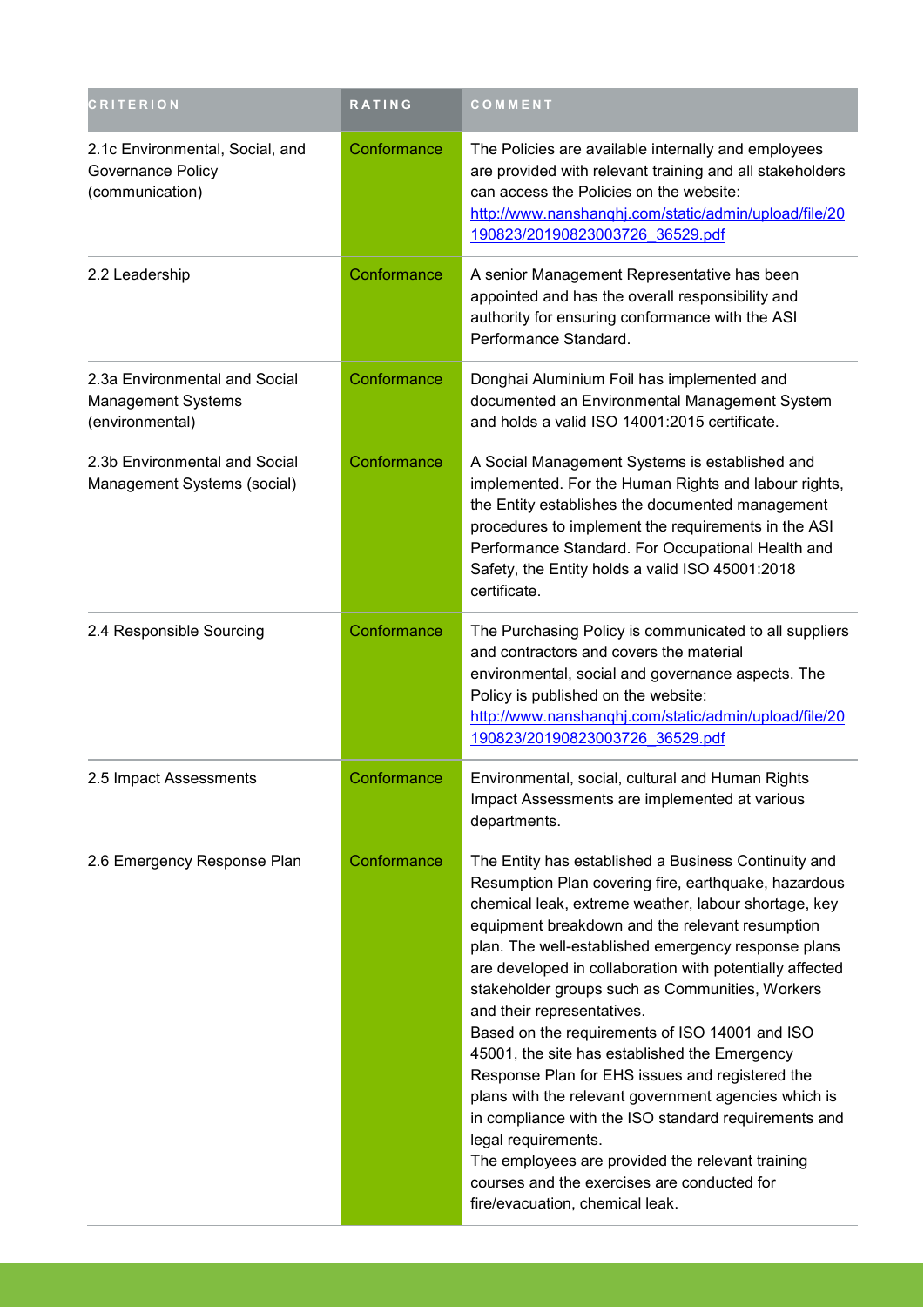| CRITERION | RATING | COMMENT |
|---|---|---|
| 2.1c Environmental, Social, and Governance Policy (communication) | Conformance | The Policies are available internally and employees are provided with relevant training and all stakeholders can access the Policies on the website: http://www.nanshanqhj.com/static/admin/upload/file/20190823/20190823003726_36529.pdf |
| 2.2 Leadership | Conformance | A senior Management Representative has been appointed and has the overall responsibility and authority for ensuring conformance with the ASI Performance Standard. |
| 2.3a Environmental and Social Management Systems (environmental) | Conformance | Donghai Aluminium Foil has implemented and documented an Environmental Management System and holds a valid ISO 14001:2015 certificate. |
| 2.3b Environmental and Social Management Systems (social) | Conformance | A Social Management Systems is established and implemented. For the Human Rights and labour rights, the Entity establishes the documented management procedures to implement the requirements in the ASI Performance Standard. For Occupational Health and Safety, the Entity holds a valid ISO 45001:2018 certificate. |
| 2.4 Responsible Sourcing | Conformance | The Purchasing Policy is communicated to all suppliers and contractors and covers the material environmental, social and governance aspects. The Policy is published on the website: http://www.nanshanqhj.com/static/admin/upload/file/20190823/20190823003726_36529.pdf |
| 2.5 Impact Assessments | Conformance | Environmental, social, cultural and Human Rights Impact Assessments are implemented at various departments. |
| 2.6 Emergency Response Plan | Conformance | The Entity has established a Business Continuity and Resumption Plan covering fire, earthquake, hazardous chemical leak, extreme weather, labour shortage, key equipment breakdown and the relevant resumption plan. The well-established emergency response plans are developed in collaboration with potentially affected stakeholder groups such as Communities, Workers and their representatives.<br>Based on the requirements of ISO 14001 and ISO 45001, the site has established the Emergency Response Plan for EHS issues and registered the plans with the relevant government agencies which is in compliance with the ISO standard requirements and legal requirements.<br>The employees are provided the relevant training courses and the exercises are conducted for fire/evacuation, chemical leak. |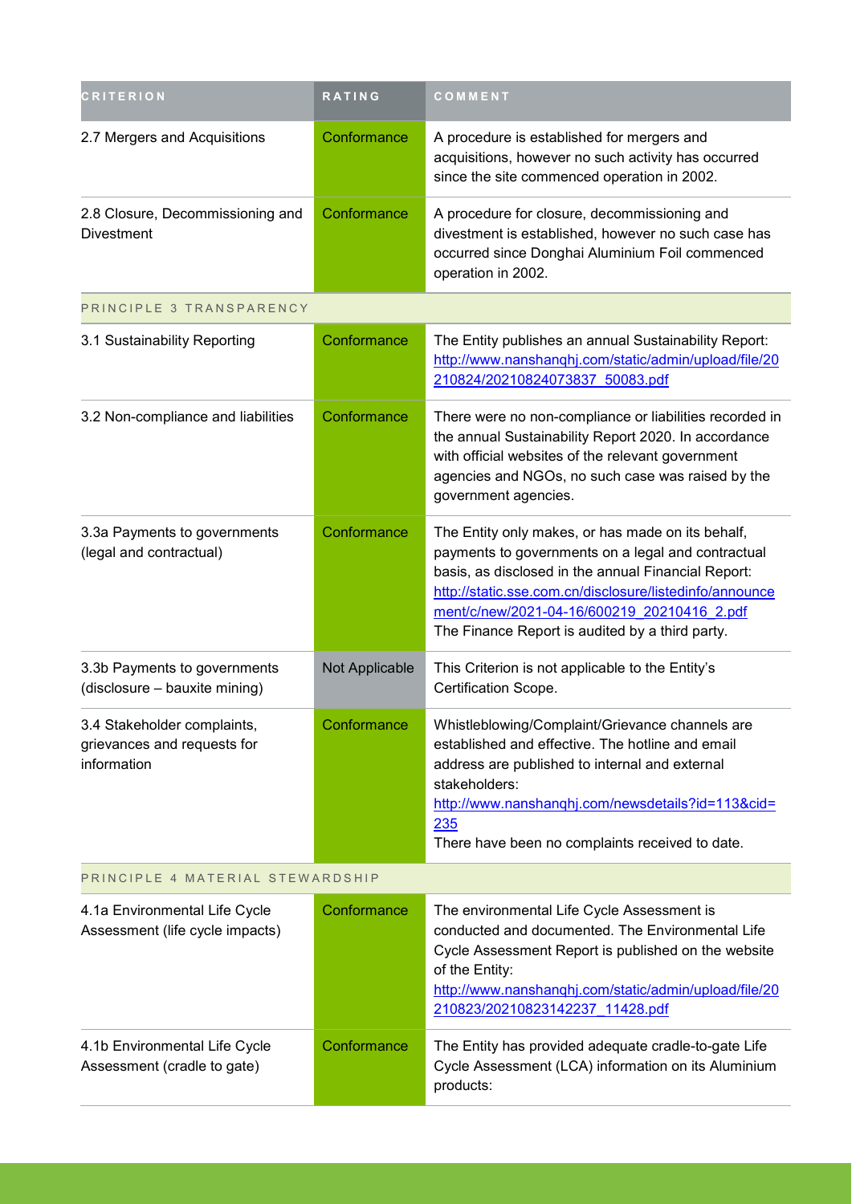| CRITERION | RATING | COMMENT |
|---|---|---|
| 2.7 Mergers and Acquisitions | Conformance | A procedure is established for mergers and acquisitions, however no such activity has occurred since the site commenced operation in 2002. |
| 2.8 Closure, Decommissioning and Divestment | Conformance | A procedure for closure, decommissioning and divestment is established, however no such case has occurred since Donghai Aluminium Foil commenced operation in 2002. |
| PRINCIPLE 3 TRANSPARENCY | | |
| 3.1 Sustainability Reporting | Conformance | The Entity publishes an annual Sustainability Report: http://www.nanshanqhj.com/static/admin/upload/file/20210824/20210824073837_50083.pdf |
| 3.2 Non-compliance and liabilities | Conformance | There were no non-compliance or liabilities recorded in the annual Sustainability Report 2020. In accordance with official websites of the relevant government agencies and NGOs, no such case was raised by the government agencies. |
| 3.3a Payments to governments (legal and contractual) | Conformance | The Entity only makes, or has made on its behalf, payments to governments on a legal and contractual basis, as disclosed in the annual Financial Report: http://static.sse.com.cn/disclosure/listedinfo/announcement/c/new/2021-04-16/600219_20210416_2.pdf The Finance Report is audited by a third party. |
| 3.3b Payments to governments (disclosure – bauxite mining) | Not Applicable | This Criterion is not applicable to the Entity's Certification Scope. |
| 3.4 Stakeholder complaints, grievances and requests for information | Conformance | Whistleblowing/Complaint/Grievance channels are established and effective. The hotline and email address are published to internal and external stakeholders: http://www.nanshanqhj.com/newsdetails?id=113&cid=235 There have been no complaints received to date. |
| PRINCIPLE 4 MATERIAL STEWARDSHIP | | |
| 4.1a Environmental Life Cycle Assessment (life cycle impacts) | Conformance | The environmental Life Cycle Assessment is conducted and documented. The Environmental Life Cycle Assessment Report is published on the website of the Entity: http://www.nanshanqhj.com/static/admin/upload/file/20210823/20210823142237_11428.pdf |
| 4.1b Environmental Life Cycle Assessment (cradle to gate) | Conformance | The Entity has provided adequate cradle-to-gate Life Cycle Assessment (LCA) information on its Aluminium products: |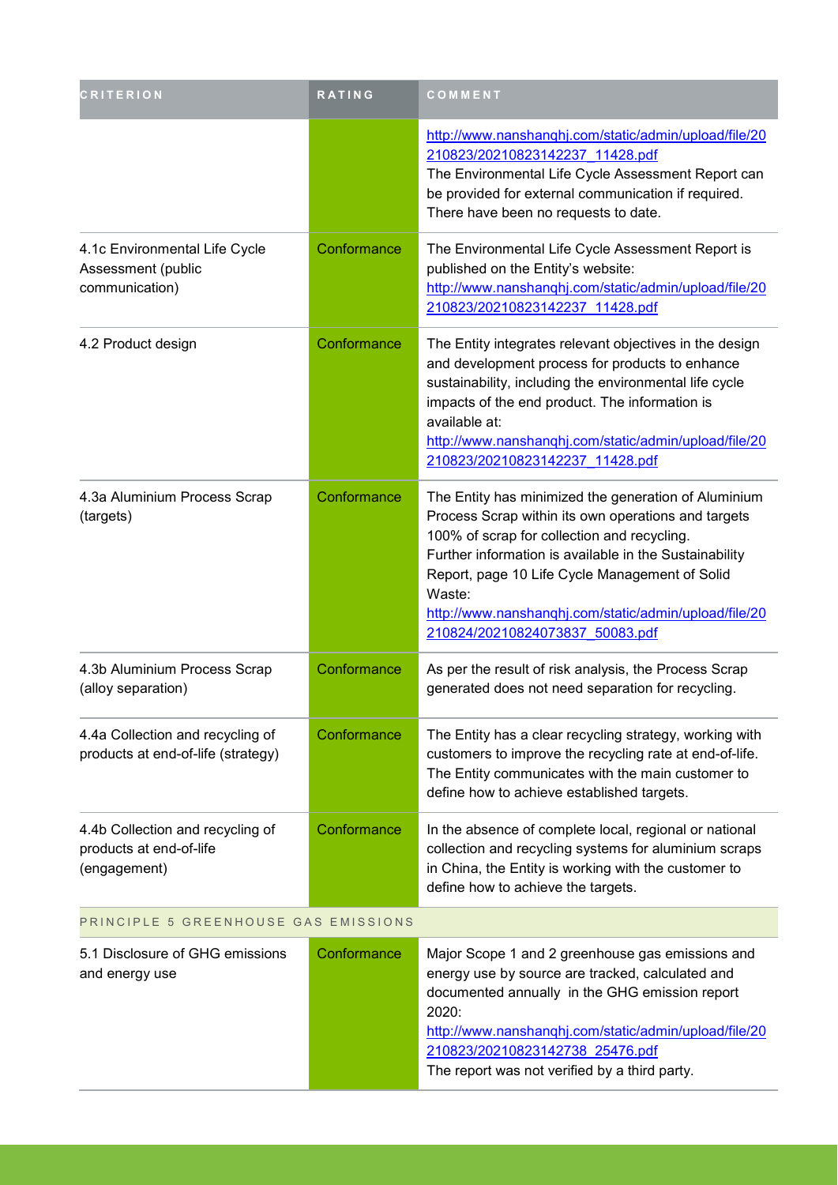| CRITERION | RATING | COMMENT |
| --- | --- | --- |
| | | http://www.nanshanqhj.com/static/admin/upload/file/20210823/20210823142237_11428.pdf The Environmental Life Cycle Assessment Report can be provided for external communication if required. There have been no requests to date. |
| 4.1c Environmental Life Cycle Assessment (public communication) | Conformance | The Environmental Life Cycle Assessment Report is published on the Entity's website: http://www.nanshanqhj.com/static/admin/upload/file/20210823/20210823142237_11428.pdf |
| 4.2 Product design | Conformance | The Entity integrates relevant objectives in the design and development process for products to enhance sustainability, including the environmental life cycle impacts of the end product. The information is available at: http://www.nanshanqhj.com/static/admin/upload/file/20210823/20210823142237_11428.pdf |
| 4.3a Aluminium Process Scrap (targets) | Conformance | The Entity has minimized the generation of Aluminium Process Scrap within its own operations and targets 100% of scrap for collection and recycling. Further information is available in the Sustainability Report, page 10 Life Cycle Management of Solid Waste: http://www.nanshanqhj.com/static/admin/upload/file/20210824/20210824073837_50083.pdf |
| 4.3b Aluminium Process Scrap (alloy separation) | Conformance | As per the result of risk analysis, the Process Scrap generated does not need separation for recycling. |
| 4.4a Collection and recycling of products at end-of-life (strategy) | Conformance | The Entity has a clear recycling strategy, working with customers to improve the recycling rate at end-of-life. The Entity communicates with the main customer to define how to achieve established targets. |
| 4.4b Collection and recycling of products at end-of-life (engagement) | Conformance | In the absence of complete local, regional or national collection and recycling systems for aluminium scraps in China, the Entity is working with the customer to define how to achieve the targets. |
| PRINCIPLE 5 GREENHOUSE GAS EMISSIONS | | |
| 5.1 Disclosure of GHG emissions and energy use | Conformance | Major Scope 1 and 2 greenhouse gas emissions and energy use by source are tracked, calculated and documented annually in the GHG emission report 2020: http://www.nanshanqhj.com/static/admin/upload/file/20210823/20210823142738_25476.pdf The report was not verified by a third party. |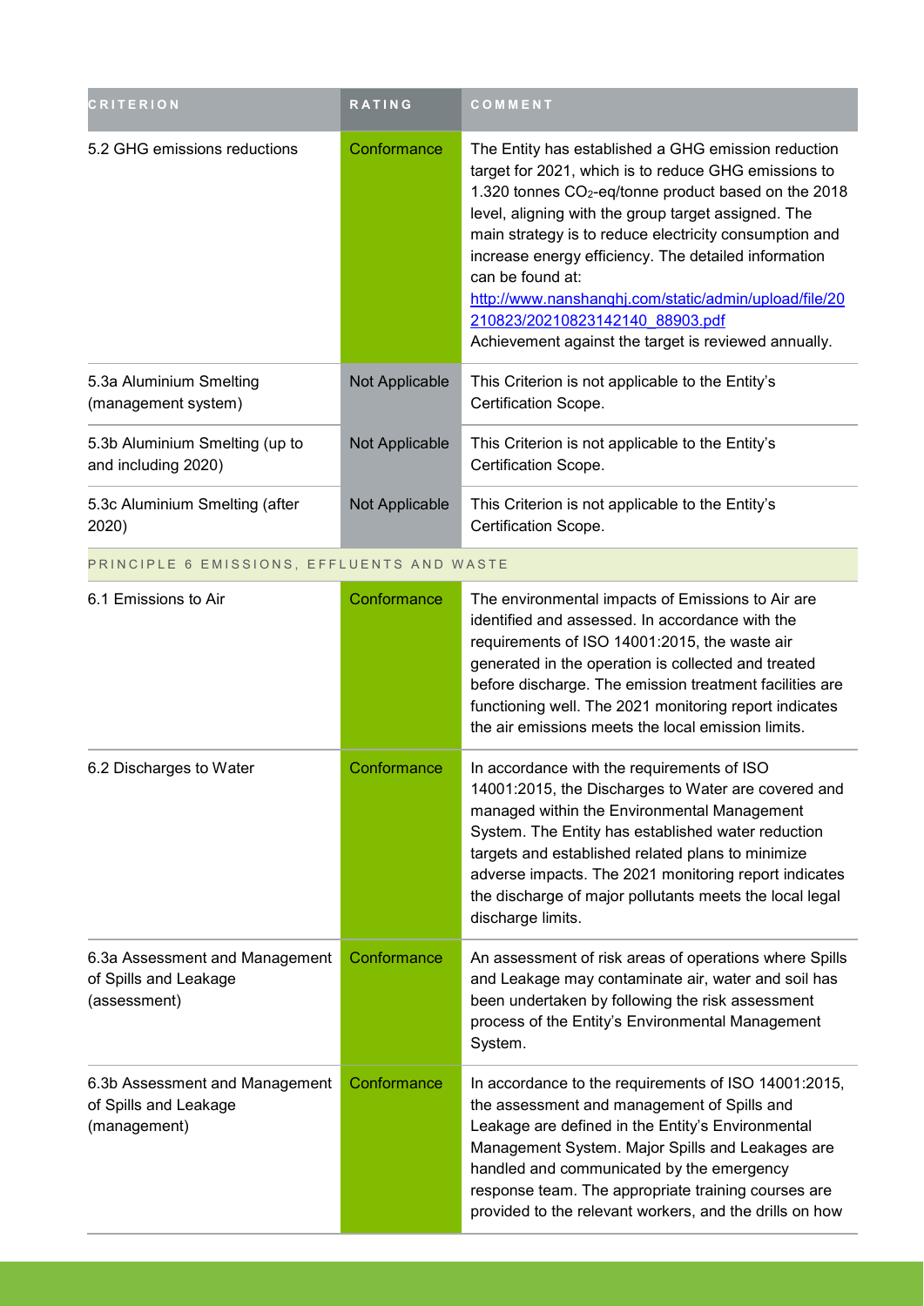| CRITERION | RATING | COMMENT |
| --- | --- | --- |
| 5.2 GHG emissions reductions | Conformance | The Entity has established a GHG emission reduction target for 2021, which is to reduce GHG emissions to 1.320 tonnes $CO_2$-eq/tonne product based on the 2018 level, aligning with the group target assigned. The main strategy is to reduce electricity consumption and increase energy efficiency. The detailed information can be found at: [http://www.nanshanghj.com/static/admin/upload/file/20210823/20210823142140_88903.pdf](http://www.nanshanghj.com/static/admin/upload/file/20210823/20210823142140_88903.pdf) Achievement against the target is reviewed annually. |
| 5.3a Aluminium Smelting (management system) | Not Applicable | This Criterion is not applicable to the Entity's Certification Scope. |
| 5.3b Aluminium Smelting (up to and including 2020) | Not Applicable | This Criterion is not applicable to the Entity's Certification Scope. |
| 5.3c Aluminium Smelting (after 2020) | Not Applicable | This Criterion is not applicable to the Entity's Certification Scope. |
| PRINCIPLE 6 EMISSIONS, EFFLUENTS AND WASTE | | |
| 6.1 Emissions to Air | Conformance | The environmental impacts of Emissions to Air are identified and assessed. In accordance with the requirements of ISO 14001:2015, the waste air generated in the operation is collected and treated before discharge. The emission treatment facilities are functioning well. The 2021 monitoring report indicates the air emissions meets the local emission limits. |
| 6.2 Discharges to Water | Conformance | In accordance with the requirements of ISO 14001:2015, the Discharges to Water are covered and managed within the Environmental Management System. The Entity has established water reduction targets and established related plans to minimize adverse impacts. The 2021 monitoring report indicates the discharge of major pollutants meets the local legal discharge limits. |
| 6.3a Assessment and Management of Spills and Leakage (assessment) | Conformance | An assessment of risk areas of operations where Spills and Leakage may contaminate air, water and soil has been undertaken by following the risk assessment process of the Entity's Environmental Management System. |
| 6.3b Assessment and Management of Spills and Leakage (management) | Conformance | In accordance to the requirements of ISO 14001:2015, the assessment and management of Spills and Leakage are defined in the Entity's Environmental Management System. Major Spills and Leakages are handled and communicated by the emergency response team. The appropriate training courses are provided to the relevant workers, and the drills on how |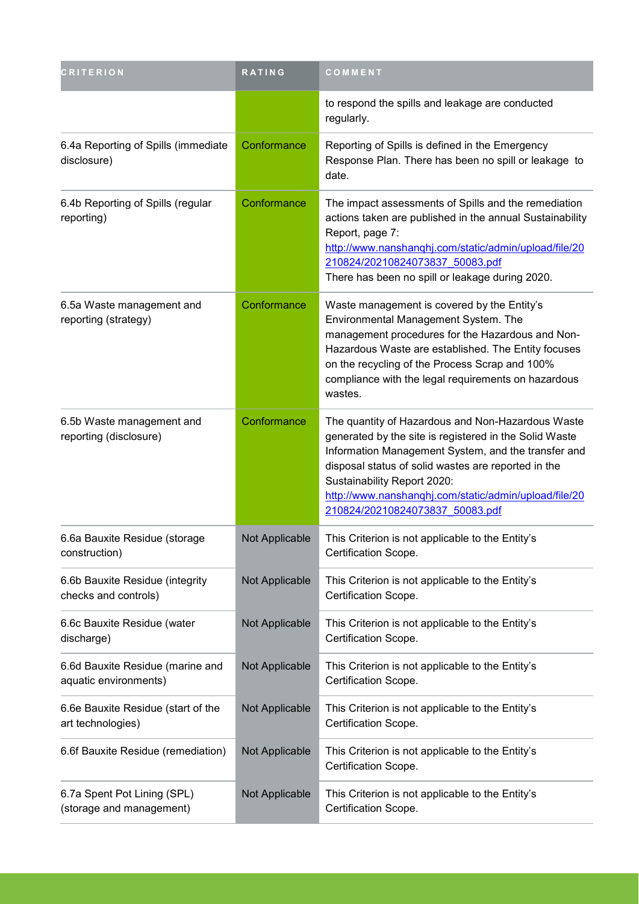| CRITERION | RATING | COMMENT |
|---|---|---|
| | | to respond the spills and leakage are conducted regularly. |
| 6.4a Reporting of Spills (immediate disclosure) | Conformance | Reporting of Spills is defined in the Emergency Response Plan. There has been no spill or leakage to date. |
| 6.4b Reporting of Spills (regular reporting) | Conformance | The impact assessments of Spills and the remediation actions taken are published in the annual Sustainability Report, page 7: http://www.nanshanqhj.com/static/admin/upload/file/20210824/20210824073837_50083.pdf There has been no spill or leakage during 2020. |
| 6.5a Waste management and reporting (strategy) | Conformance | Waste management is covered by the Entity's Environmental Management System. The management procedures for the Hazardous and Non-Hazardous Waste are established. The Entity focuses on the recycling of the Process Scrap and 100% compliance with the legal requirements on hazardous wastes. |
| 6.5b Waste management and reporting (disclosure) | Conformance | The quantity of Hazardous and Non-Hazardous Waste generated by the site is registered in the Solid Waste Information Management System, and the transfer and disposal status of solid wastes are reported in the Sustainability Report 2020: http://www.nanshanqhj.com/static/admin/upload/file/20210824/20210824073837_50083.pdf |
| 6.6a Bauxite Residue (storage construction) | Not Applicable | This Criterion is not applicable to the Entity's Certification Scope. |
| 6.6b Bauxite Residue (integrity checks and controls) | Not Applicable | This Criterion is not applicable to the Entity's Certification Scope. |
| 6.6c Bauxite Residue (water discharge) | Not Applicable | This Criterion is not applicable to the Entity's Certification Scope. |
| 6.6d Bauxite Residue (marine and aquatic environments) | Not Applicable | This Criterion is not applicable to the Entity's Certification Scope. |
| 6.6e Bauxite Residue (start of the art technologies) | Not Applicable | This Criterion is not applicable to the Entity's Certification Scope. |
| 6.6f Bauxite Residue (remediation) | Not Applicable | This Criterion is not applicable to the Entity's Certification Scope. |
| 6.7a Spent Pot Lining (SPL) (storage and management) | Not Applicable | This Criterion is not applicable to the Entity's Certification Scope. |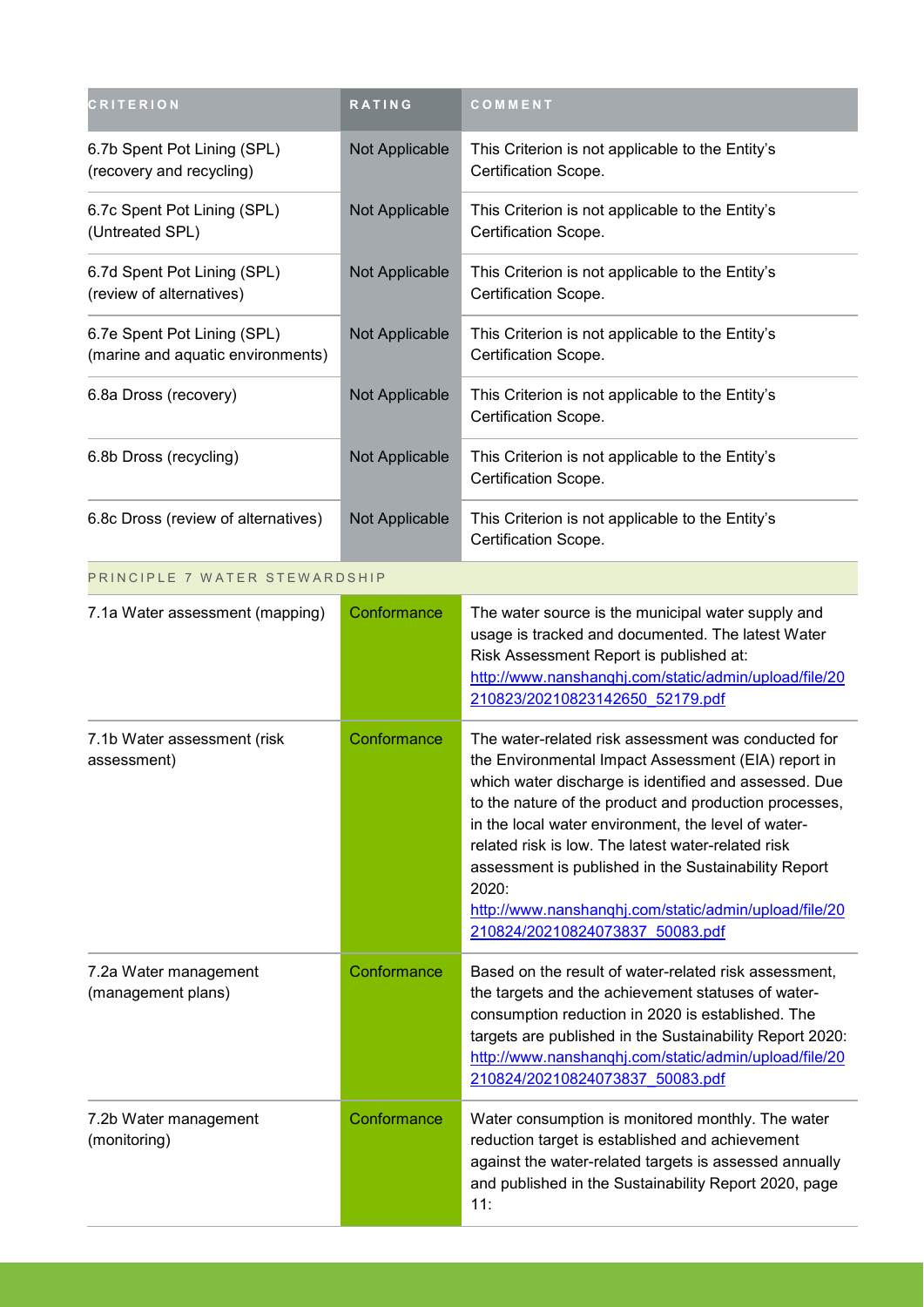| CRITERION | RATING | COMMENT |
|---|---|---|
| 6.7b Spent Pot Lining (SPL) (recovery and recycling) | Not Applicable | This Criterion is not applicable to the Entity's Certification Scope. |
| 6.7c Spent Pot Lining (SPL) (Untreated SPL) | Not Applicable | This Criterion is not applicable to the Entity's Certification Scope. |
| 6.7d Spent Pot Lining (SPL) (review of alternatives) | Not Applicable | This Criterion is not applicable to the Entity's Certification Scope. |
| 6.7e Spent Pot Lining (SPL) (marine and aquatic environments) | Not Applicable | This Criterion is not applicable to the Entity's Certification Scope. |
| 6.8a Dross (recovery) | Not Applicable | This Criterion is not applicable to the Entity's Certification Scope. |
| 6.8b Dross (recycling) | Not Applicable | This Criterion is not applicable to the Entity's Certification Scope. |
| 6.8c Dross (review of alternatives) | Not Applicable | This Criterion is not applicable to the Entity's Certification Scope. |
| PRINCIPLE 7 WATER STEWARDSHIP | | |
| 7.1a Water assessment (mapping) | Conformance | The water source is the municipal water supply and usage is tracked and documented. The latest Water Risk Assessment Report is published at: http://www.nanshanghj.com/static/admin/upload/file/20210823/20210823142650_52179.pdf |
| 7.1b Water assessment (risk assessment) | Conformance | The water-related risk assessment was conducted for the Environmental Impact Assessment (EIA) report in which water discharge is identified and assessed. Due to the nature of the product and production processes, in the local water environment, the level of water-related risk is low. The latest water-related risk assessment is published in the Sustainability Report 2020: http://www.nanshanghj.com/static/admin/upload/file/20210824/20210824073837_50083.pdf |
| 7.2a Water management (management plans) | Conformance | Based on the result of water-related risk assessment, the targets and the achievement statuses of water-consumption reduction in 2020 is established. The targets are published in the Sustainability Report 2020: http://www.nanshanghj.com/static/admin/upload/file/20210824/20210824073837_50083.pdf |
| 7.2b Water management (monitoring) | Conformance | Water consumption is monitored monthly. The water reduction target is established and achievement against the water-related targets is assessed annually and published in the Sustainability Report 2020, page 11: |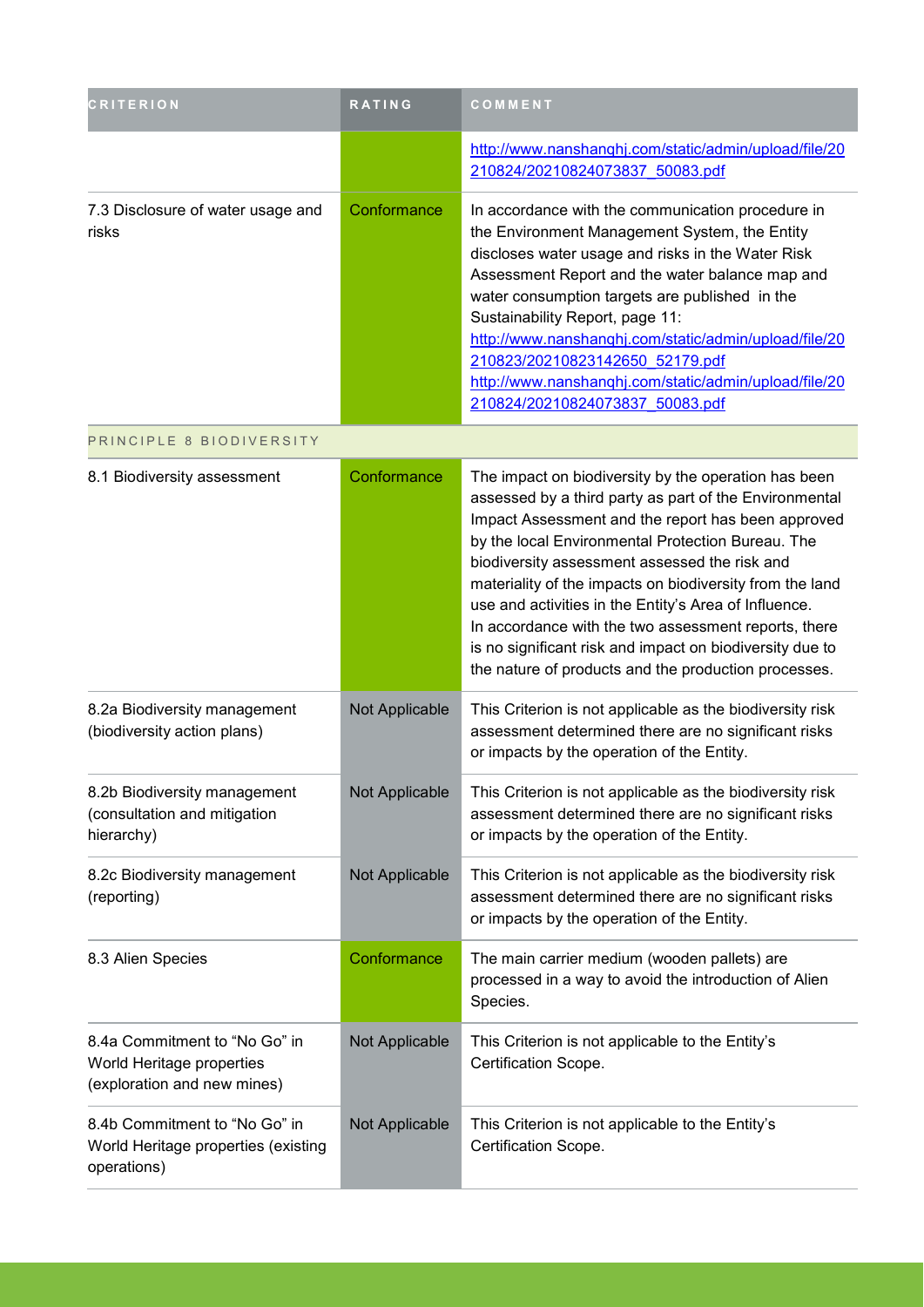| CRITERION | RATING | COMMENT |
|---|---|---|
| | | http://www.nanshanghj.com/static/admin/upload/file/20210824/20210824073837_50083.pdf |
| 7.3 Disclosure of water usage and risks | Conformance | In accordance with the communication procedure in the Environment Management System, the Entity discloses water usage and risks in the Water Risk Assessment Report and the water balance map and water consumption targets are published in the Sustainability Report, page 11: http://www.nanshanghj.com/static/admin/upload/file/20210823/20210823142650_52179.pdf http://www.nanshanghj.com/static/admin/upload/file/20210824/20210824073837_50083.pdf |
| PRINCIPLE 8 BIODIVERSITY | | |
| 8.1 Biodiversity assessment | Conformance | The impact on biodiversity by the operation has been assessed by a third party as part of the Environmental Impact Assessment and the report has been approved by the local Environmental Protection Bureau. The biodiversity assessment assessed the risk and materiality of the impacts on biodiversity from the land use and activities in the Entity's Area of Influence. In accordance with the two assessment reports, there is no significant risk and impact on biodiversity due to the nature of products and the production processes. |
| 8.2a Biodiversity management (biodiversity action plans) | Not Applicable | This Criterion is not applicable as the biodiversity risk assessment determined there are no significant risks or impacts by the operation of the Entity. |
| 8.2b Biodiversity management (consultation and mitigation hierarchy) | Not Applicable | This Criterion is not applicable as the biodiversity risk assessment determined there are no significant risks or impacts by the operation of the Entity. |
| 8.2c Biodiversity management (reporting) | Not Applicable | This Criterion is not applicable as the biodiversity risk assessment determined there are no significant risks or impacts by the operation of the Entity. |
| 8.3 Alien Species | Conformance | The main carrier medium (wooden pallets) are processed in a way to avoid the introduction of Alien Species. |
| 8.4a Commitment to "No Go" in World Heritage properties (exploration and new mines) | Not Applicable | This Criterion is not applicable to the Entity's Certification Scope. |
| 8.4b Commitment to "No Go" in World Heritage properties (existing operations) | Not Applicable | This Criterion is not applicable to the Entity's Certification Scope. |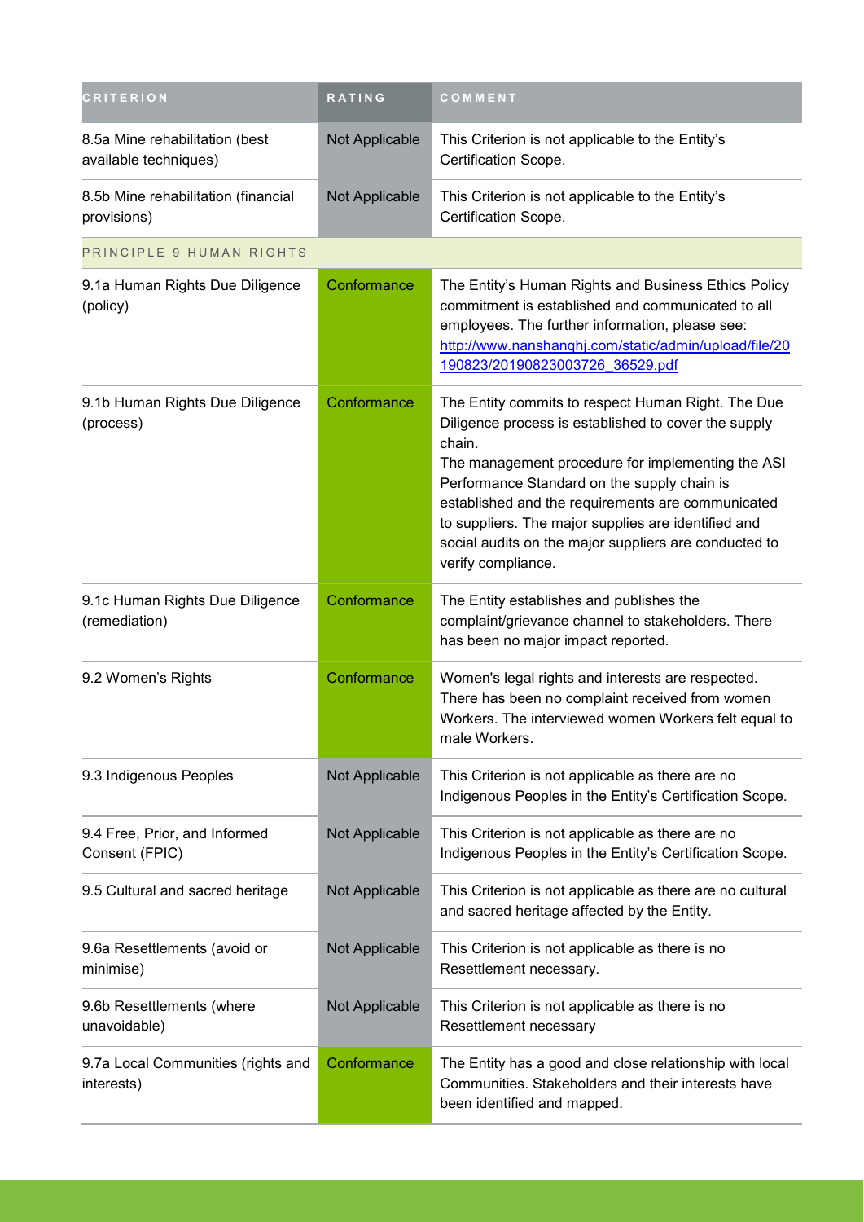| CRITERION | RATING | COMMENT |
| --- | --- | --- |
| 8.5a Mine rehabilitation (best available techniques) | Not Applicable | This Criterion is not applicable to the Entity's Certification Scope. |
| 8.5b Mine rehabilitation (financial provisions) | Not Applicable | This Criterion is not applicable to the Entity's Certification Scope. |
| PRINCIPLE 9 HUMAN RIGHTS | | |
| 9.1a Human Rights Due Diligence (policy) | Conformance | The Entity's Human Rights and Business Ethics Policy commitment is established and communicated to all employees. The further information, please see: http://www.nanshanghj.com/static/admin/upload/file/20190823/20190823003726_36529.pdf |
| 9.1b Human Rights Due Diligence (process) | Conformance | The Entity commits to respect Human Right. The Due Diligence process is established to cover the supply chain.<br>The management procedure for implementing the ASI Performance Standard on the supply chain is established and the requirements are communicated to suppliers. The major supplies are identified and social audits on the major suppliers are conducted to verify compliance. |
| 9.1c Human Rights Due Diligence (remediation) | Conformance | The Entity establishes and publishes the complaint/grievance channel to stakeholders. There has been no major impact reported. |
| 9.2 Women's Rights | Conformance | Women's legal rights and interests are respected. There has been no complaint received from women Workers. The interviewed women Workers felt equal to male Workers. |
| 9.3 Indigenous Peoples | Not Applicable | This Criterion is not applicable as there are no Indigenous Peoples in the Entity's Certification Scope. |
| 9.4 Free, Prior, and Informed Consent (FPIC) | Not Applicable | This Criterion is not applicable as there are no Indigenous Peoples in the Entity's Certification Scope. |
| 9.5 Cultural and sacred heritage | Not Applicable | This Criterion is not applicable as there are no cultural and sacred heritage affected by the Entity. |
| 9.6a Resettlements (avoid or minimise) | Not Applicable | This Criterion is not applicable as there is no Resettlement necessary. |
| 9.6b Resettlements (where unavoidable) | Not Applicable | This Criterion is not applicable as there is no Resettlement necessary |
| 9.7a Local Communities (rights and interests) | Conformance | The Entity has a good and close relationship with local Communities. Stakeholders and their interests have been identified and mapped. |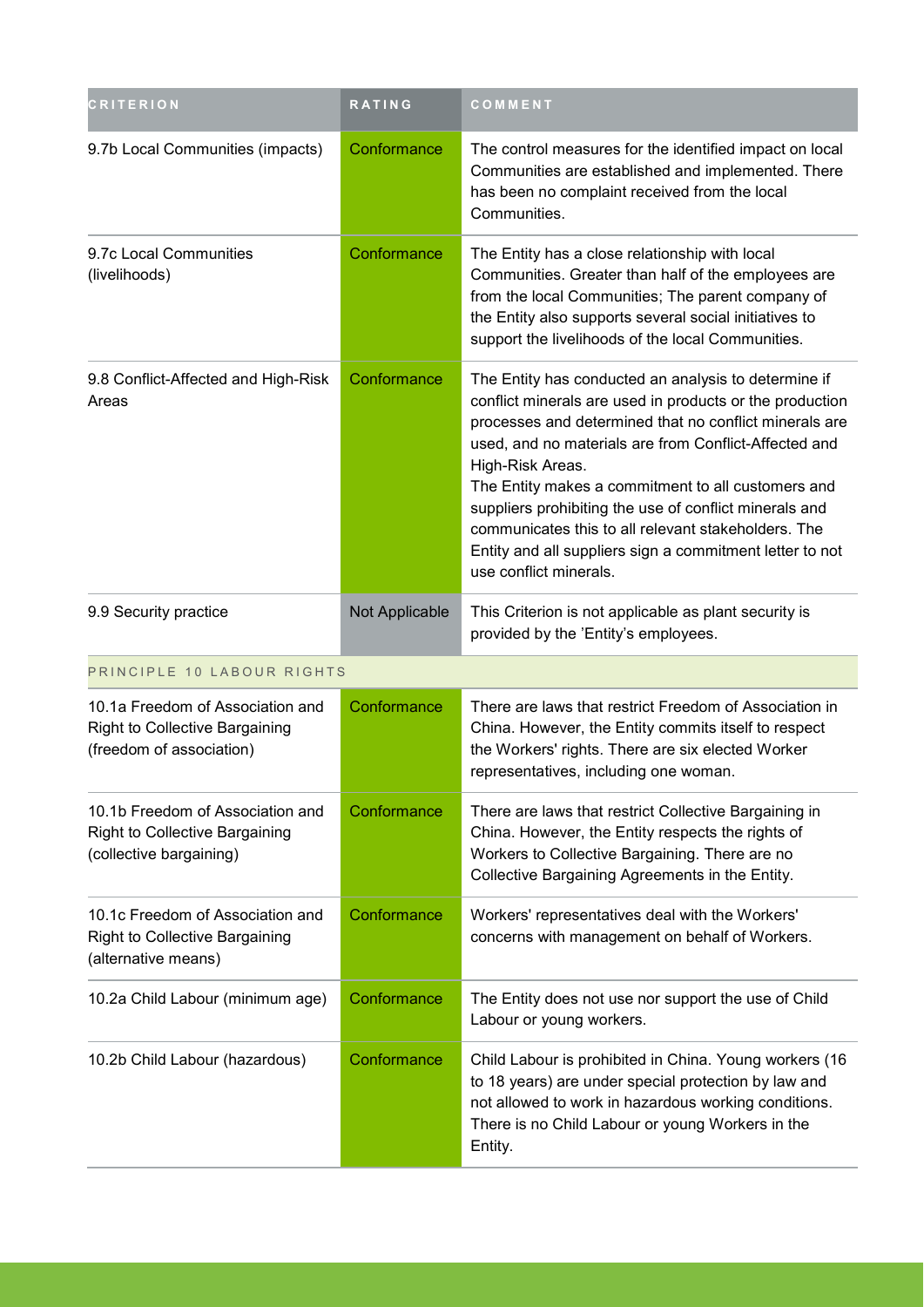| CRITERION | RATING | COMMENT |
| --- | --- | --- |
| 9.7b Local Communities (impacts) | Conformance | The control measures for the identified impact on local Communities are established and implemented. There has been no complaint received from the local Communities. |
| 9.7c Local Communities (livelihoods) | Conformance | The Entity has a close relationship with local Communities. Greater than half of the employees are from the local Communities; The parent company of the Entity also supports several social initiatives to support the livelihoods of the local Communities. |
| 9.8 Conflict-Affected and High-Risk Areas | Conformance | The Entity has conducted an analysis to determine if conflict minerals are used in products or the production processes and determined that no conflict minerals are used, and no materials are from Conflict-Affected and High-Risk Areas.<br>The Entity makes a commitment to all customers and suppliers prohibiting the use of conflict minerals and communicates this to all relevant stakeholders. The Entity and all suppliers sign a commitment letter to not use conflict minerals. |
| 9.9 Security practice | Not Applicable | This Criterion is not applicable as plant security is provided by the 'Entity's employees. |
| PRINCIPLE 10 LABOUR RIGHTS | | |
| 10.1a Freedom of Association and Right to Collective Bargaining (freedom of association) | Conformance | There are laws that restrict Freedom of Association in China. However, the Entity commits itself to respect the Workers' rights. There are six elected Worker representatives, including one woman. |
| 10.1b Freedom of Association and Right to Collective Bargaining (collective bargaining) | Conformance | There are laws that restrict Collective Bargaining in China. However, the Entity respects the rights of Workers to Collective Bargaining. There are no Collective Bargaining Agreements in the Entity. |
| 10.1c Freedom of Association and Right to Collective Bargaining (alternative means) | Conformance | Workers' representatives deal with the Workers' concerns with management on behalf of Workers. |
| 10.2a Child Labour (minimum age) | Conformance | The Entity does not use nor support the use of Child Labour or young workers. |
| 10.2b Child Labour (hazardous) | Conformance | Child Labour is prohibited in China. Young workers (16 to 18 years) are under special protection by law and not allowed to work in hazardous working conditions. There is no Child Labour or young Workers in the Entity. |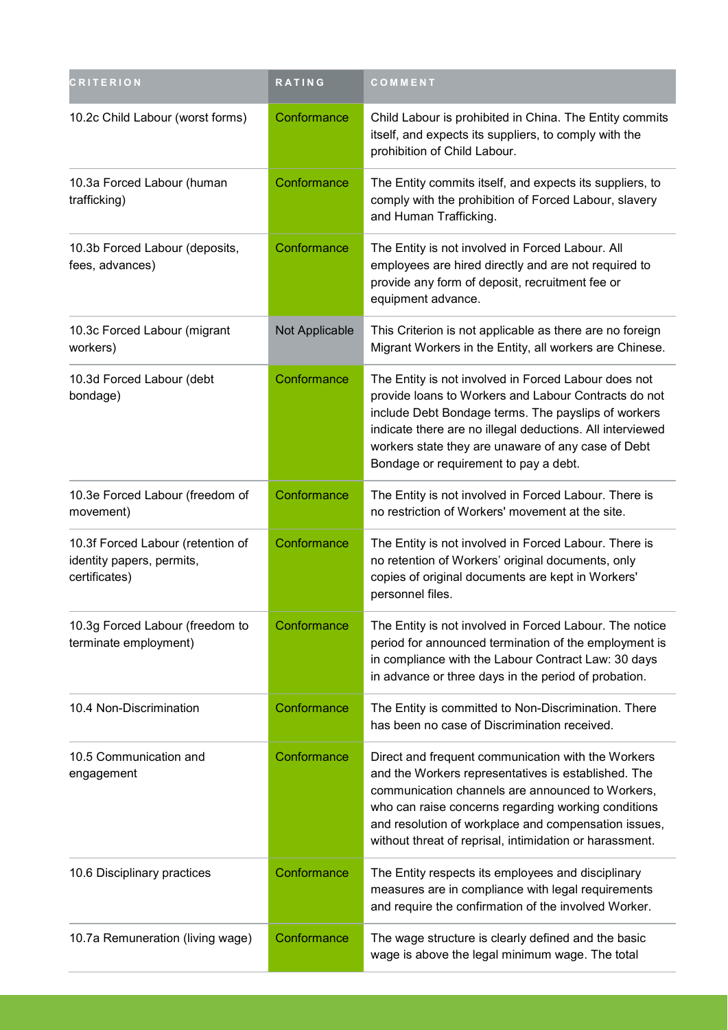| CRITERION | RATING | COMMENT |
| --- | --- | --- |
| 10.2c Child Labour (worst forms) | Conformance | Child Labour is prohibited in China. The Entity commits itself, and expects its suppliers, to comply with the prohibition of Child Labour. |
| 10.3a Forced Labour (human trafficking) | Conformance | The Entity commits itself, and expects its suppliers, to comply with the prohibition of Forced Labour, slavery and Human Trafficking. |
| 10.3b Forced Labour (deposits, fees, advances) | Conformance | The Entity is not involved in Forced Labour. All employees are hired directly and are not required to provide any form of deposit, recruitment fee or equipment advance. |
| 10.3c Forced Labour (migrant workers) | Not Applicable | This Criterion is not applicable as there are no foreign Migrant Workers in the Entity, all workers are Chinese. |
| 10.3d Forced Labour (debt bondage) | Conformance | The Entity is not involved in Forced Labour does not provide loans to Workers and Labour Contracts do not include Debt Bondage terms. The payslips of workers indicate there are no illegal deductions. All interviewed workers state they are unaware of any case of Debt Bondage or requirement to pay a debt. |
| 10.3e Forced Labour (freedom of movement) | Conformance | The Entity is not involved in Forced Labour. There is no restriction of Workers' movement at the site. |
| 10.3f Forced Labour (retention of identity papers, permits, certificates) | Conformance | The Entity is not involved in Forced Labour. There is no retention of Workers’ original documents, only copies of original documents are kept in Workers' personnel files. |
| 10.3g Forced Labour (freedom to terminate employment) | Conformance | The Entity is not involved in Forced Labour. The notice period for announced termination of the employment is in compliance with the Labour Contract Law: 30 days in advance or three days in the period of probation. |
| 10.4 Non-Discrimination | Conformance | The Entity is committed to Non-Discrimination. There has been no case of Discrimination received. |
| 10.5 Communication and engagement | Conformance | Direct and frequent communication with the Workers and the Workers representatives is established. The communication channels are announced to Workers, who can raise concerns regarding working conditions and resolution of workplace and compensation issues, without threat of reprisal, intimidation or harassment. |
| 10.6 Disciplinary practices | Conformance | The Entity respects its employees and disciplinary measures are in compliance with legal requirements and require the confirmation of the involved Worker. |
| 10.7a Remuneration (living wage) | Conformance | The wage structure is clearly defined and the basic wage is above the legal minimum wage. The total |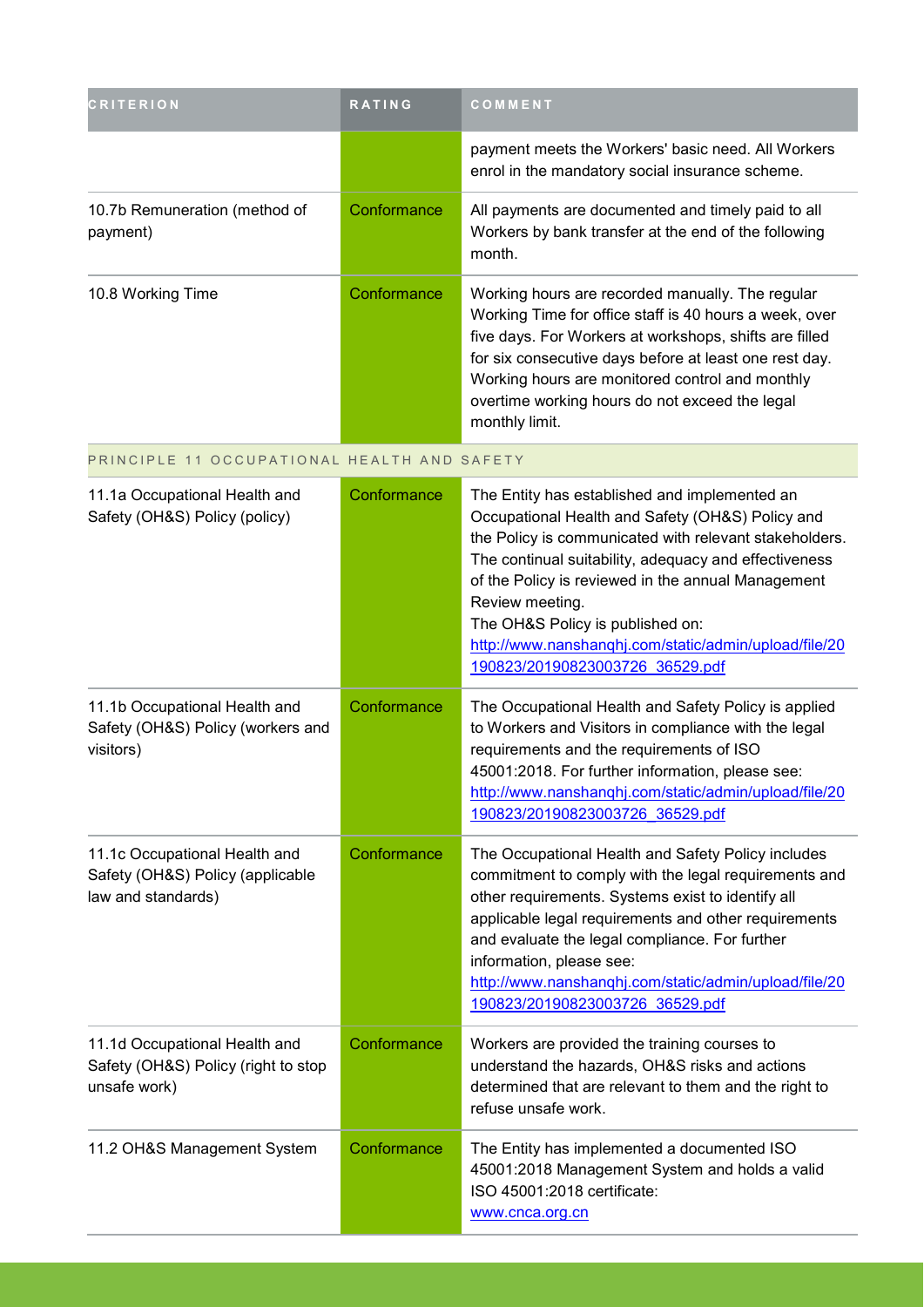| CRITERION | RATING | COMMENT |
| --- | --- | --- |
| | | payment meets the Workers' basic need. All Workers enrol in the mandatory social insurance scheme. |
| 10.7b Remuneration (method of payment) | Conformance | All payments are documented and timely paid to all Workers by bank transfer at the end of the following month. |
| 10.8 Working Time | Conformance | Working hours are recorded manually. The regular Working Time for office staff is 40 hours a week, over five days. For Workers at workshops, shifts are filled for six consecutive days before at least one rest day. Working hours are monitored control and monthly overtime working hours do not exceed the legal monthly limit. |
| PRINCIPLE 11 OCCUPATIONAL HEALTH AND SAFETY | | |
| 11.1a Occupational Health and Safety (OH&S) Policy (policy) | Conformance | The Entity has established and implemented an Occupational Health and Safety (OH&S) Policy and the Policy is communicated with relevant stakeholders. The continual suitability, adequacy and effectiveness of the Policy is reviewed in the annual Management Review meeting.<br>The OH&S Policy is published on: http://www.nanshanqhj.com/static/admin/upload/file/20190823/20190823003726_36529.pdf |
| 11.1b Occupational Health and Safety (OH&S) Policy (workers and visitors) | Conformance | The Occupational Health and Safety Policy is applied to Workers and Visitors in compliance with the legal requirements and the requirements of ISO 45001:2018. For further information, please see: http://www.nanshanqhj.com/static/admin/upload/file/20190823/20190823003726_36529.pdf |
| 11.1c Occupational Health and Safety (OH&S) Policy (applicable law and standards) | Conformance | The Occupational Health and Safety Policy includes commitment to comply with the legal requirements and other requirements. Systems exist to identify all applicable legal requirements and other requirements and evaluate the legal compliance. For further information, please see: http://www.nanshanqhj.com/static/admin/upload/file/20190823/20190823003726_36529.pdf |
| 11.1d Occupational Health and Safety (OH&S) Policy (right to stop unsafe work) | Conformance | Workers are provided the training courses to understand the hazards, OH&S risks and actions determined that are relevant to them and the right to refuse unsafe work. |
| 11.2 OH&S Management System | Conformance | The Entity has implemented a documented ISO 45001:2018 Management System and holds a valid ISO 45001:2018 certificate: www.cnca.org.cn |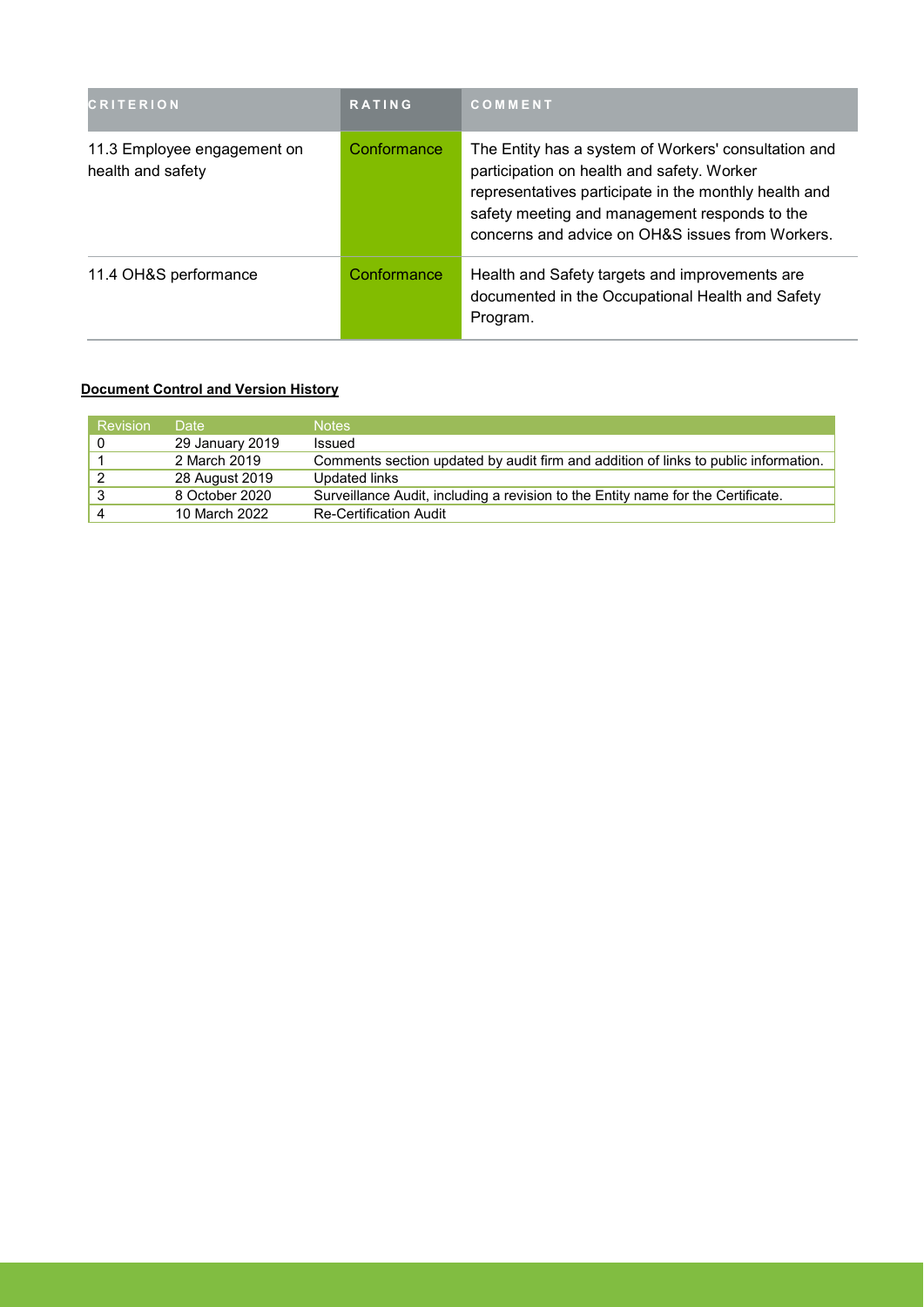| CRITERION | RATING | COMMENT |
|---|---|---|
| 11.3 Employee engagement on health and safety | Conformance | The Entity has a system of Workers' consultation and participation on health and safety. Worker representatives participate in the monthly health and safety meeting and management responds to the concerns and advice on OH&S issues from Workers. |
| 11.4 OH&S performance | Conformance | Health and Safety targets and improvements are documented in the Occupational Health and Safety Program. |

**Document Control and Version History**

| Revision | Date | Notes |
|---|---|---|
| 0 | 29 January 2019 | Issued |
| 1 | 2 March 2019 | Comments section updated by audit firm and addition of links to public information. |
| 2 | 28 August 2019 | Updated links |
| 3 | 8 October 2020 | Surveillance Audit, including a revision to the Entity name for the Certificate. |
| 4 | 10 March 2022 | Re-Certification Audit |